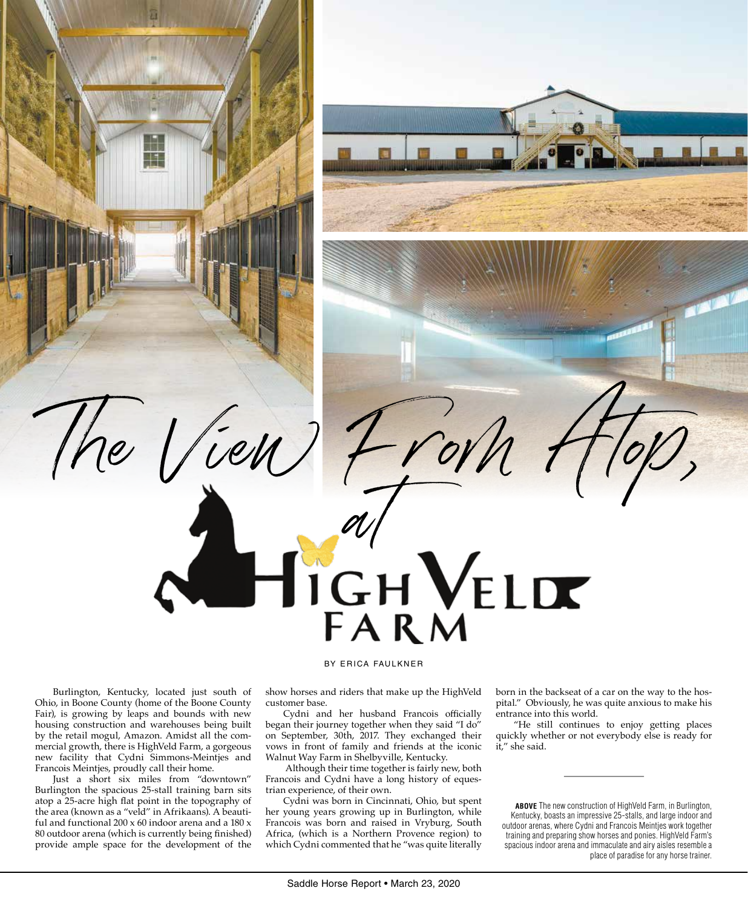# The View From Atop, at HighVeld Farm

BY ERICA FAULKNER

Burlington, Kentucky, located just south of Ohio, in Boone County (home of the Boone County Fair), is growing by leaps and bounds with new housing construction and warehouses being built by the retail mogul, Amazon. Amidst all the commercial growth, there is HighVeld Farm, a gorgeous new facility that Cydni Simmons-Meintjes and Francois Meintjes, proudly call their home.

Just a short six miles from "downtown" Burlington the spacious 25-stall training barn sits atop a 25-acre high flat point in the topography of the area (known as a "veld" in Afrikaans). A beautiful and functional 200 x 60 indoor arena and a 180 x 80 outdoor arena (which is currently being finished) provide ample space for the development of the show horses and riders that make up the HighVeld customer base.

Cydni and her husband Francois officially began their journey together when they said "I do" on September, 30th, 2017. They exchanged their vows in front of family and friends at the iconic Walnut Way Farm in Shelbyville, Kentucky.

Although their time together is fairly new, both Francois and Cydni have a long history of equestrian experience, of their own.

Cydni was born in Cincinnati, Ohio, but spent her young years growing up in Burlington, while Francois was born and raised in Vryburg, South Africa, (which is a Northern Provence region) to which Cydni commented that he "was quite literally born in the backseat of a car on the way to the hospital." Obviously, he was quite anxious to make his entrance into this world.

"He still continues to enjoy getting places quickly whether or not everybody else is ready for it," she said.

**ABOVE** The new construction of HighVeld Farm, in Burlington, Kentucky, boasts an impressive 25-stalls, and large indoor and outdoor arenas, where Cydni and Francois Meintjes work together training and preparing show horses and ponies. HighVeld Farm's spacious indoor arena and immaculate and airy aisles resemble a place of paradise for any horse trainer.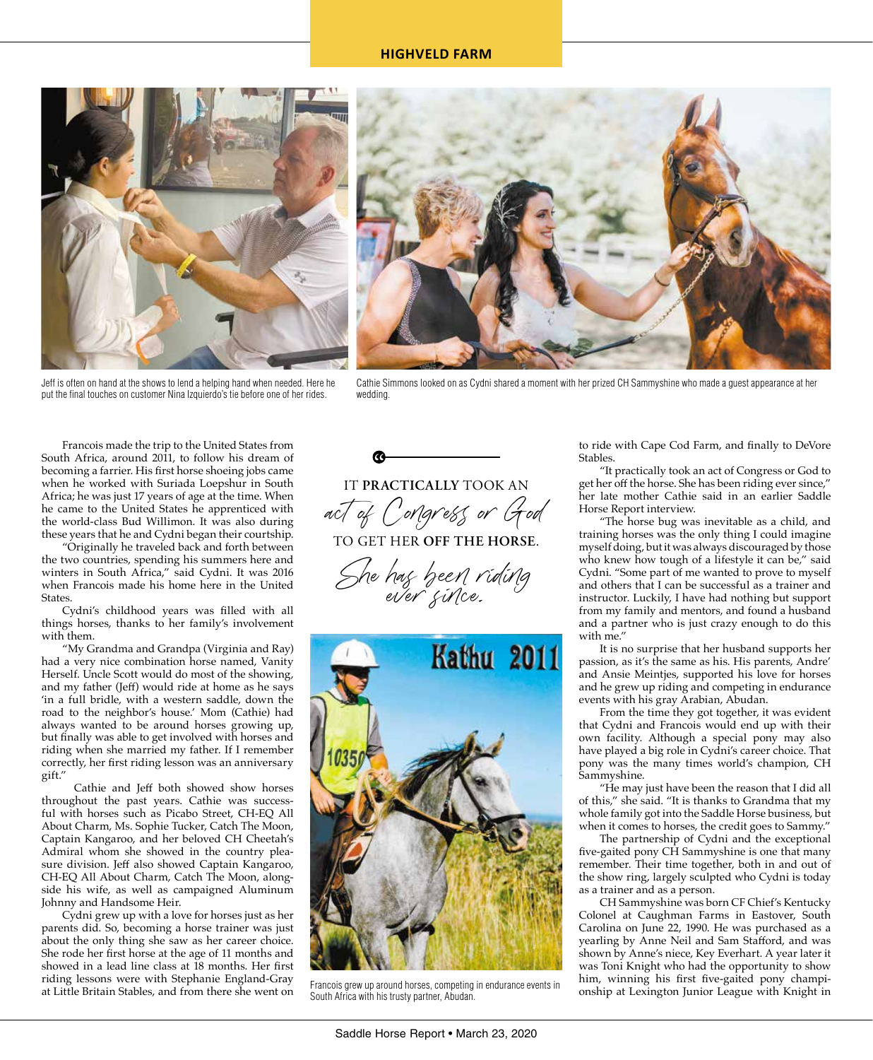Jeff is often on hand at the shows to lend a helping hand when needed. Here he put the final touches on customer Nina Izquierdo's tie before one of her rides.

Cathie Simmons looked on as Cydni shared a moment with her prized CH Sammyshine who made a guest appearance at her wedding.

Francois made the trip to the United States from South Africa, around 2011, to follow his dream of becoming a farrier. His first horse shoeing jobs came when he worked with Suriada Loepshur in South Africa; he was just 17 years of age at the time. When he came to the United States he apprenticed with the world-class Bud Willimon. It was also during these years that he and Cydni began their courtship.

"Originally he traveled back and forth between the two countries, spending his summers here and winters in South Africa," said Cydni. It was 2016 when Francois made his home here in the United States.

Cydni's childhood years was filled with all things horses, thanks to her family's involvement with them.

"My Grandma and Grandpa (Virginia and Ray) had a very nice combination horse named, Vanity Herself. Uncle Scott would do most of the showing, and my father (Jeff) would ride at home as he says 'in a full bridle, with a western saddle, down the road to the neighbor's house.' Mom (Cathie) had always wanted to be around horses growing up, but finally was able to get involved with horses and riding when she married my father. If I remember correctly, her first riding lesson was an anniversary gift."

Cathie and Jeff both showed show horses throughout the past years. Cathie was successful with horses such as Picabo Street, CH-EQ All About Charm, Ms. Sophie Tucker, Catch The Moon, Captain Kangaroo, and her beloved CH Cheetah's Admiral whom she showed in the country pleasure division. Jeff also showed Captain Kangaroo, CH-EQ All About Charm, Catch The Moon, alongside his wife, as well as campaigned Aluminum Johnny and Handsome Heir.

Cydni grew up with a love for horses just as her parents did. So, becoming a horse trainer was just about the only thing she saw as her career choice. She rode her first horse at the age of 11 months and showed in a lead line class at 18 months. Her first riding lessons were with Stephanie England-Gray at Little Britain Stables, and from there she went on to ride with Cape Cod Farm, and finally to DeVore Stables.

> IT **PRACTICALLY** TOOK AN *act of Congress or God* TO GET HER **OFF THE HORSE**. *She has been riding ever since.*

"It practically took an act of Congress or God to get her off the horse. She has been riding ever since," her late mother Cathie said in an earlier Saddle Horse Report interview.

"The horse bug was inevitable as a child, and training horses was the only thing I could imagine myself doing, but it was always discouraged by those who knew how tough of a lifestyle it can be," said Cydni. "Some part of me wanted to prove to myself and others that I can be successful as a trainer and instructor. Luckily, I have had nothing but support from my family and mentors, and found a husband and a partner who is just crazy enough to do this with me."

It is no surprise that her husband supports her passion, as it's the same as his. His parents, Andre' and Ansie Meintjes, supported his love for horses and he grew up riding and competing in endurance events with his gray Arabian, Abudan.

Francois grew up around horses, competing in endurance events in South Africa with his trusty partner, Abudan.

From the time they got together, it was evident that Cydni and Francois would end up with their own facility. Although a special pony may also have played a big role in Cydni's career choice. That pony was the many times world's champion, CH Sammyshine.

"He may just have been the reason that I did all of this," she said. "It is thanks to Grandma that my whole family got into the Saddle Horse business, but when it comes to horses, the credit goes to Sammy."

The partnership of Cydni and the exceptional five-gaited pony CH Sammyshine is one that many remember. Their time together, both in and out of the show ring, largely sculpted who Cydni is today as a trainer and as a person.

CH Sammyshine was born CF Chief's Kentucky Colonel at Caughman Farms in Eastover, South Carolina on June 22, 1990. He was purchased as a yearling by Anne Neil and Sam Stafford, and was shown by Anne's niece, Key Everhart. A year later it was Toni Knight who had the opportunity to show him, winning his first five-gaited pony championship at Lexington Junior League with Knight in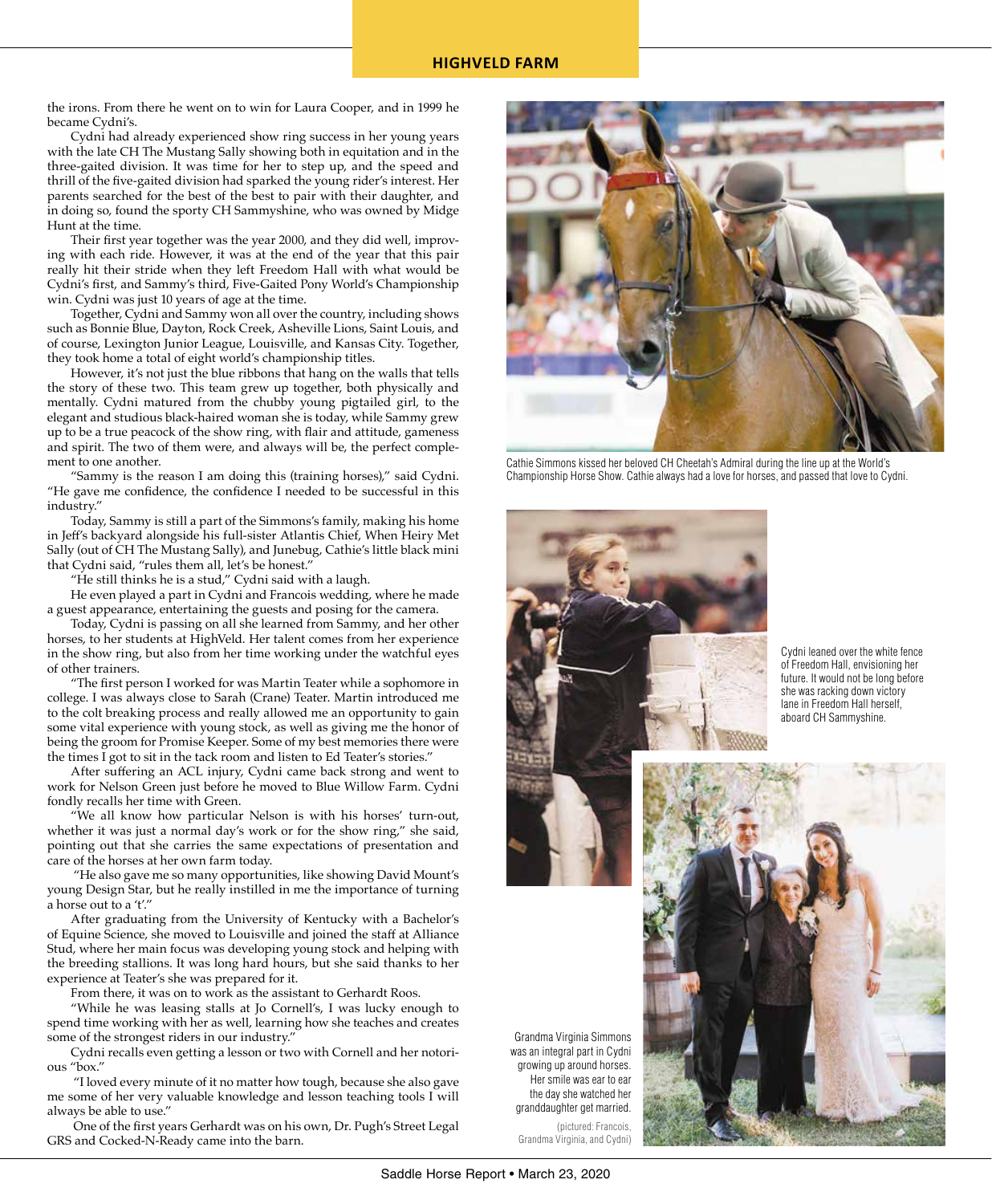the irons. From there he went on to win for Laura Cooper, and in 1999 he became Cydni's.

Cydni had already experienced show ring success in her young years with the late CH The Mustang Sally showing both in equitation and in the three-gaited division. It was time for her to step up, and the speed and thrill of the five-gaited division had sparked the young rider's interest. Her parents searched for the best of the best to pair with their daughter, and in doing so, found the sporty CH Sammyshine, who was owned by Midge Hunt at the time.

Their first year together was the year 2000, and they did well, improving with each ride. However, it was at the end of the year that this pair really hit their stride when they left Freedom Hall with what would be Cydni's first, and Sammy's third, Five-Gaited Pony World's Championship win. Cydni was just 10 years of age at the time.

Together, Cydni and Sammy won all over the country, including shows such as Bonnie Blue, Dayton, Rock Creek, Asheville Lions, Saint Louis, and of course, Lexington Junior League, Louisville, and Kansas City. Together, they took home a total of eight world's championship titles.

However, it's not just the blue ribbons that hang on the walls that tells the story of these two. This team grew up together, both physically and mentally. Cydni matured from the chubby young pigtailed girl, to the elegant and studious black-haired woman she is today, while Sammy grew up to be a true peacock of the show ring, with flair and attitude, gameness and spirit. The two of them were, and always will be, the perfect complement to one another.

"Sammy is the reason I am doing this (training horses)," said Cydni. "He gave me confidence, the confidence I needed to be successful in this industry."

Today, Sammy is still a part of the Simmons's family, making his home in Jeff's backyard alongside his full-sister Atlantis Chief, When Heiry Met Sally (out of CH The Mustang Sally), and Junebug, Cathie's little black mini that Cydni said, "rules them all, let's be honest."

"He still thinks he is a stud," Cydni said with a laugh.

He even played a part in Cydni and Francois wedding, where he made a guest appearance, entertaining the guests and posing for the camera.

Today, Cydni is passing on all she learned from Sammy, and her other horses, to her students at HighVeld. Her talent comes from her experience in the show ring, but also from her time working under the watchful eyes of other trainers.

"The first person I worked for was Martin Teater while a sophomore in college. I was always close to Sarah (Crane) Teater. Martin introduced me to the colt breaking process and really allowed me an opportunity to gain some vital experience with young stock, as well as giving me the honor of being the groom for Promise Keeper. Some of my best memories there were the times I got to sit in the tack room and listen to Ed Teater's stories."

After suffering an ACL injury, Cydni came back strong and went to work for Nelson Green just before he moved to Blue Willow Farm. Cydni fondly recalls her time with Green.

"We all know how particular Nelson is with his horses' turn-out, whether it was just a normal day's work or for the show ring," she said, pointing out that she carries the same expectations of presentation and care of the horses at her own farm today.

"He also gave me so many opportunities, like showing David Mount's young Design Star, but he really instilled in me the importance of turning a horse out to a 't'."

After graduating from the University of Kentucky with a Bachelor's of Equine Science, she moved to Louisville and joined the staff at Alliance Stud, where her main focus was developing young stock and helping with the breeding stallions. It was long hard hours, but she said thanks to her experience at Teater's she was prepared for it.

From there, it was on to work as the assistant to Gerhardt Roos.

"While he was leasing stalls at Jo Cornell's, I was lucky enough to spend time working with her as well, learning how she teaches and creates some of the strongest riders in our industry."

Cydni recalls even getting a lesson or two with Cornell and her notorious "box."

"I loved every minute of it no matter how tough, because she also gave me some of her very valuable knowledge and lesson teaching tools I will always be able to use."

One of the first years Gerhardt was on his own, Dr. Pugh's Street Legal GRS and Cocked-N-Ready came into the barn.

Cathie Simmons kissed her beloved CH Cheetah's Admiral during the line up at the World's Championship Horse Show. Cathie always had a love for horses, and passed that love to Cydni.

Cydni leaned over the white fence of Freedom Hall, envisioning her future. It would not be long before she was racking down victory lane in Freedom Hall herself, aboard CH Sammyshine.

Grandma Virginia Simmons was an integral part in Cydni growing up around horses. Her smile was ear to ear the day she watched her granddaughter get married.

(pictured: Francois, Grandma Virginia, and Cydni)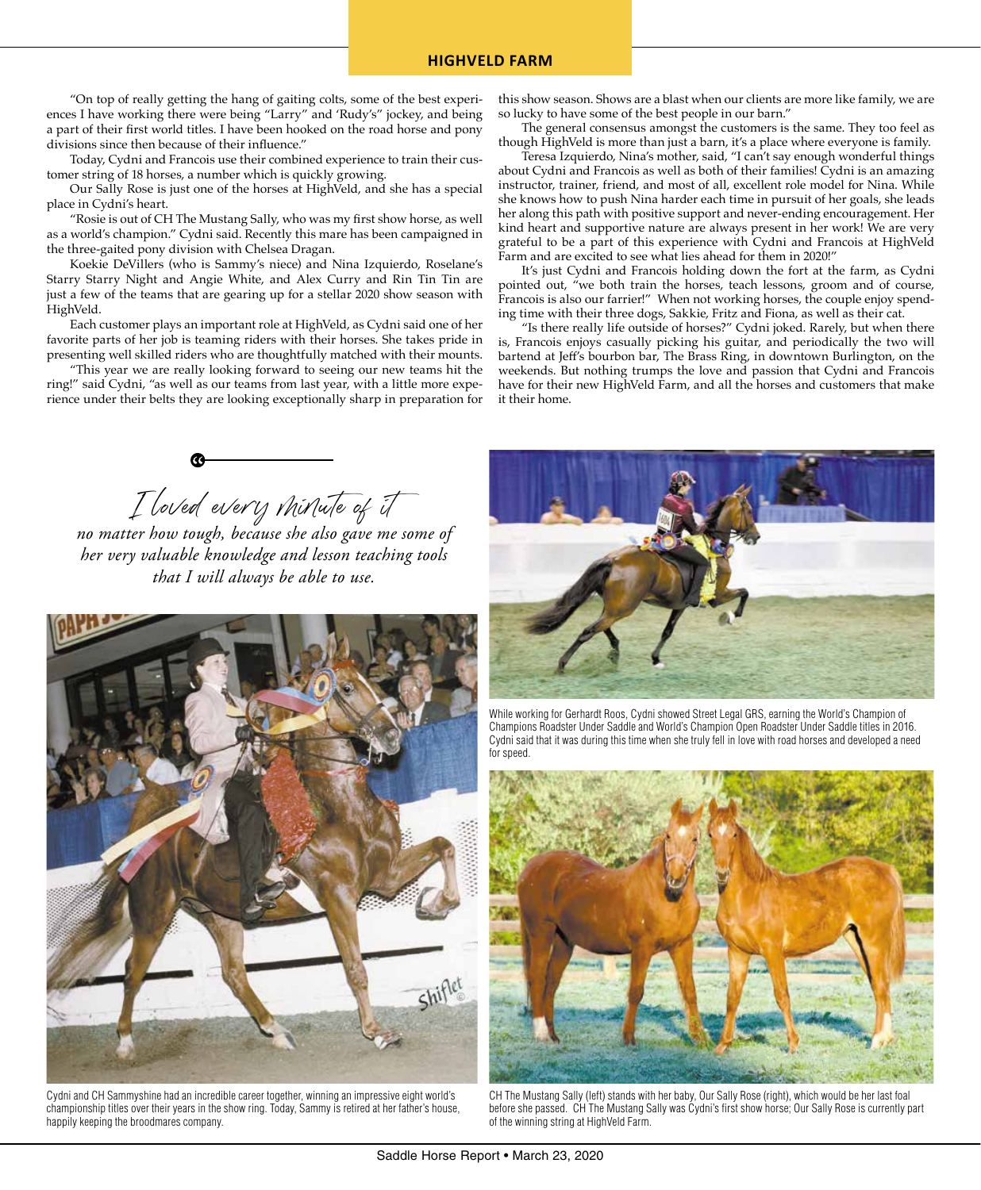"On top of really getting the hang of gaiting colts, some of the best experiences I have working there were being "Larry" and 'Rudy's" jockey, and being a part of their first world titles. I have been hooked on the road horse and pony divisions since then because of their influence."

Today, Cydni and Francois use their combined experience to train their customer string of 18 horses, a number which is quickly growing.

Our Sally Rose is just one of the horses at HighVeld, and she has a special place in Cydni's heart.

"Rosie is out of CH The Mustang Sally, who was my first show horse, as well as a world's champion." Cydni said. Recently this mare has been campaigned in the three-gaited pony division with Chelsea Dragan.

Koekie DeVillers (who is Sammy's niece) and Nina Izquierdo, Roselane's Starry Starry Night and Angie White, and Alex Curry and Rin Tin Tin are just a few of the teams that are gearing up for a stellar 2020 show season with HighVeld.

Each customer plays an important role at HighVeld, as Cydni said one of her favorite parts of her job is teaming riders with their horses. She takes pride in presenting well skilled riders who are thoughtfully matched with their mounts.

"This year we are really looking forward to seeing our new teams hit the ring!" said Cydni, "as well as our teams from last year, with a little more experience under their belts they are looking exceptionally sharp in preparation for this show season. Shows are a blast when our clients are more like family, we are so lucky to have some of the best people in our barn."

The general consensus amongst the customers is the same. They too feel as though HighVeld is more than just a barn, it's a place where everyone is family.

Teresa Izquierdo, Nina's mother, said, "I can't say enough wonderful things about Cydni and Francois as well as both of their families! Cydni is an amazing instructor, trainer, friend, and most of all, excellent role model for Nina. While she knows how to push Nina harder each time in pursuit of her goals, she leads her along this path with positive support and never-ending encouragement. Her kind heart and supportive nature are always present in her work! We are very grateful to be a part of this experience with Cydni and Francois at HighVeld Farm and are excited to see what lies ahead for them in 2020!"

It's just Cydni and Francois holding down the fort at the farm, as Cydni pointed out, "we both train the horses, teach lessons, groom and of course, Francois is also our farrier!" When not working horses, the couple enjoy spending time with their three dogs, Sakkie, Fritz and Fiona, as well as their cat.

"Is there really life outside of horses?" Cydni joked. Rarely, but when there is, Francois enjoys casually picking his guitar, and periodically the two will bartend at Jeff's bourbon bar, The Brass Ring, in downtown Burlington, on the weekends. But nothing trumps the love and passion that Cydni and Francois have for their new HighVeld Farm, and all the horses and customers that make it their home.

*I loved every minute of it no matter how tough, because she also gave me some of her very valuable knowledge and lesson teaching tools that I will always be able to use.*

Cydni and CH Sammyshine had an incredible career together, winning an impressive eight world's championship titles over their years in the show ring. Today, Sammy is retired at her father's house, happily keeping the broodmares company.

While working for Gerhardt Roos, Cydni showed Street Legal GRS, earning the World's Champion of Champions Roadster Under Saddle and World's Champion Open Roadster Under Saddle titles in 2016. Cydni said that it was during this time when she truly fell in love with road horses and developed a need for speed.

CH The Mustang Sally (left) stands with her baby, Our Sally Rose (right), which would be her last foal before she passed. CH The Mustang Sally was Cydni's first show horse; Our Sally Rose is currently part of the winning string at HighVeld Farm.